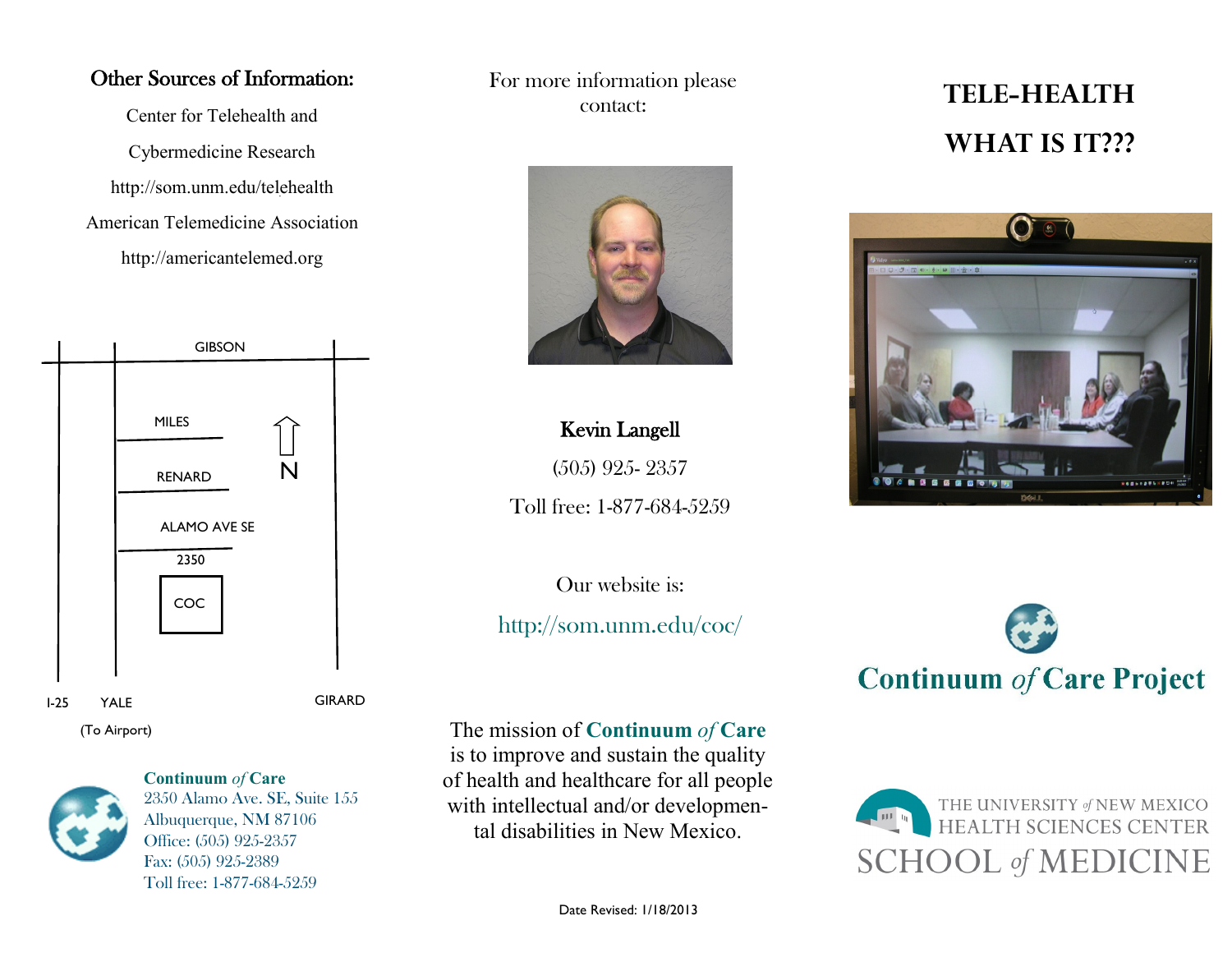## Other Sources of Information:

Center for Telehealth and

Cybermedicine Research

http://som.unm.edu/telehealth

American Telemedicine Association

http://americantelemed.org

GIBSON

MILES

RENARD

ALAMO AVE SE

2350

COC

N

I-25 YALE GIRARD

(To Airport)

**Continuum *of* Care**
2350 Alamo Ave. SE, Suite 155
Albuquerque, NM 87106
Office: (505) 925-2357
Fax: (505) 925-2389
Toll free: 1-877-684-5259

For more information please contact:

**Kevin Langell**

(505) 925- 2357

Toll free: 1-877-684-5259

Our website is:

http://som.unm.edu/coc/

The mission of **Continuum *of* Care** is to improve and sustain the quality of health and healthcare for all people with intellectual and/or developmental disabilities in New Mexico.

Date Revised: 1/18/2013

# TELE-HEALTH

# WHAT IS IT???

**Continuum *of* Care Project**

THE UNIVERSITY *of* NEW MEXICO
HEALTH SCIENCES CENTER
SCHOOL *of* MEDICINE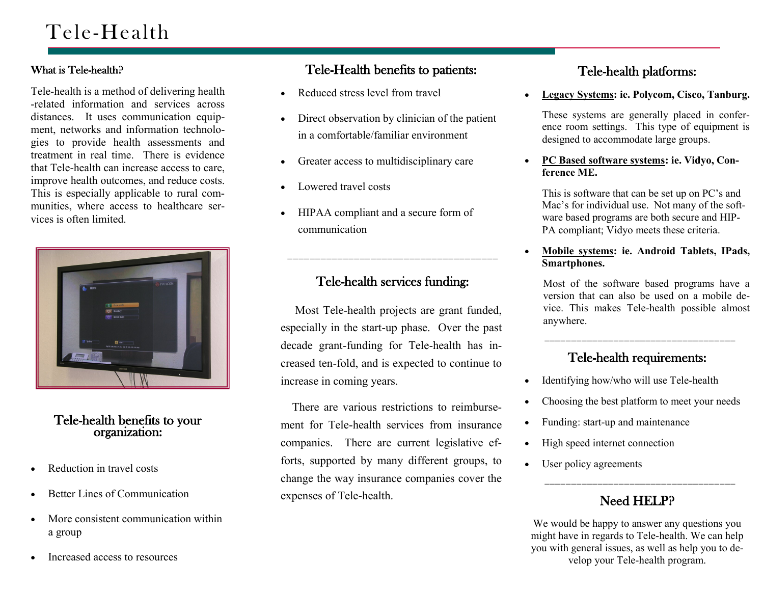# Tele-Health

### What is Tele-health?

Tele-health is a method of delivering health-related information and services across distances. It uses communication equipment, networks and information technologies to provide health assessments and treatment in real time. There is evidence that Tele-health can increase access to care, improve health outcomes, and reduce costs. This is especially applicable to rural communities, where access to healthcare services is often limited.

## Tele-health benefits to your organization:

- Reduction in travel costs
- Better Lines of Communication
- More consistent communication within a group
- Increased access to resources

## Tele-Health benefits to patients:

- Reduced stress level from travel
- Direct observation by clinician of the patient in a comfortable/familiar environment
- Greater access to multidisciplinary care
- Lowered travel costs
- HIPAA compliant and a secure form of communication

---

## Tele-health services funding:

Most Tele-health projects are grant funded, especially in the start-up phase. Over the past decade grant-funding for Tele-health has increased ten-fold, and is expected to continue to increase in coming years.

There are various restrictions to reimbursement for Tele-health services from insurance companies. There are current legislative efforts, supported by many different groups, to change the way insurance companies cover the expenses of Tele-health.

## Tele-health platforms:

- **Legacy Systems: ie. Polycom, Cisco, Tanburg.**

  These systems are generally placed in conference room settings. This type of equipment is designed to accommodate large groups.

- **PC Based software systems: ie. Vidyo, Conference ME.**

  This is software that can be set up on PC's and Mac's for individual use. Not many of the software based programs are both secure and HIPPA compliant; Vidyo meets these criteria.

- **Mobile systems: ie. Android Tablets, IPads, Smartphones.**

  Most of the software based programs have a version that can also be used on a mobile device. This makes Tele-health possible almost anywhere.

---

## Tele-health requirements:

- Identifying how/who will use Tele-health
- Choosing the best platform to meet your needs
- Funding: start-up and maintenance
- High speed internet connection
- User policy agreements

---

## Need HELP?

We would be happy to answer any questions you might have in regards to Tele-health. We can help you with general issues, as well as help you to develop your Tele-health program.